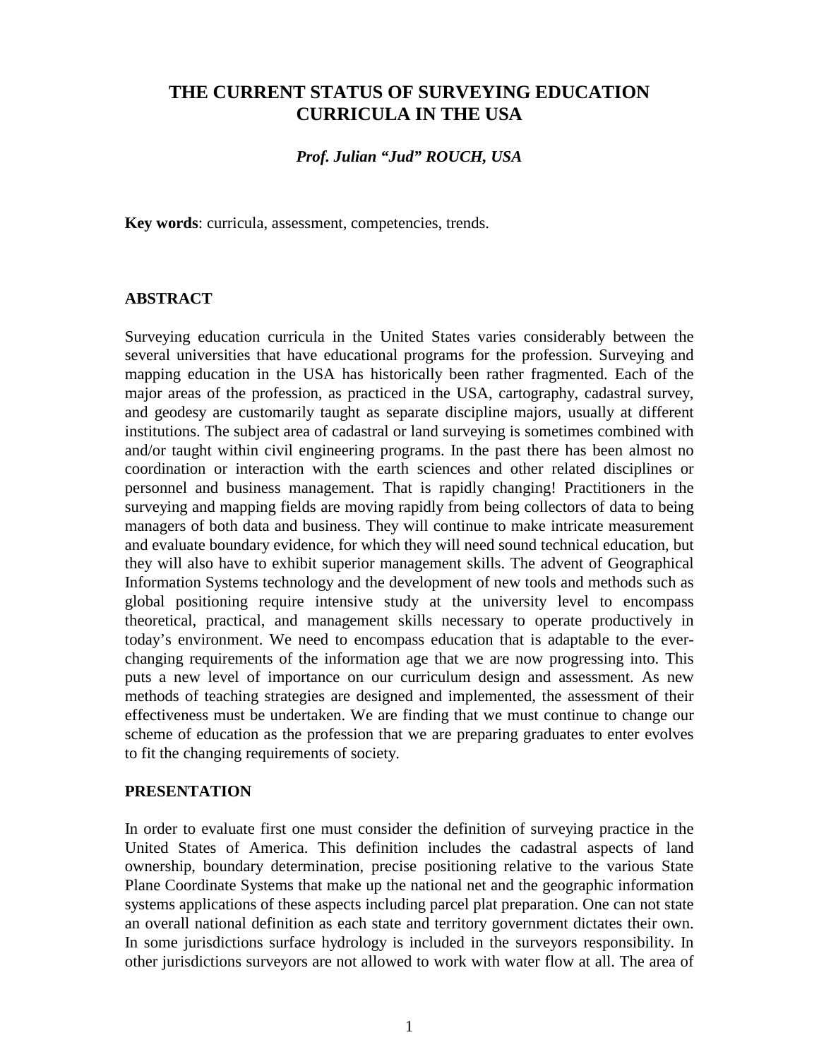# THE CURRENT STATUS OF SURVEYING EDUCATION CURRICULA IN THE USA

***Prof. Julian "Jud" ROUCH, USA***

**Key words**: curricula, assessment, competencies, trends.

## ABSTRACT

Surveying education curricula in the United States varies considerably between the several universities that have educational programs for the profession. Surveying and mapping education in the USA has historically been rather fragmented. Each of the major areas of the profession, as practiced in the USA, cartography, cadastral survey, and geodesy are customarily taught as separate discipline majors, usually at different institutions. The subject area of cadastral or land surveying is sometimes combined with and/or taught within civil engineering programs. In the past there has been almost no coordination or interaction with the earth sciences and other related disciplines or personnel and business management. That is rapidly changing! Practitioners in the surveying and mapping fields are moving rapidly from being collectors of data to being managers of both data and business. They will continue to make intricate measurement and evaluate boundary evidence, for which they will need sound technical education, but they will also have to exhibit superior management skills. The advent of Geographical Information Systems technology and the development of new tools and methods such as global positioning require intensive study at the university level to encompass theoretical, practical, and management skills necessary to operate productively in today's environment. We need to encompass education that is adaptable to the ever-changing requirements of the information age that we are now progressing into. This puts a new level of importance on our curriculum design and assessment. As new methods of teaching strategies are designed and implemented, the assessment of their effectiveness must be undertaken. We are finding that we must continue to change our scheme of education as the profession that we are preparing graduates to enter evolves to fit the changing requirements of society.

## PRESENTATION

In order to evaluate first one must consider the definition of surveying practice in the United States of America. This definition includes the cadastral aspects of land ownership, boundary determination, precise positioning relative to the various State Plane Coordinate Systems that make up the national net and the geographic information systems applications of these aspects including parcel plat preparation. One can not state an overall national definition as each state and territory government dictates their own. In some jurisdictions surface hydrology is included in the surveyors responsibility. In other jurisdictions surveyors are not allowed to work with water flow at all. The area of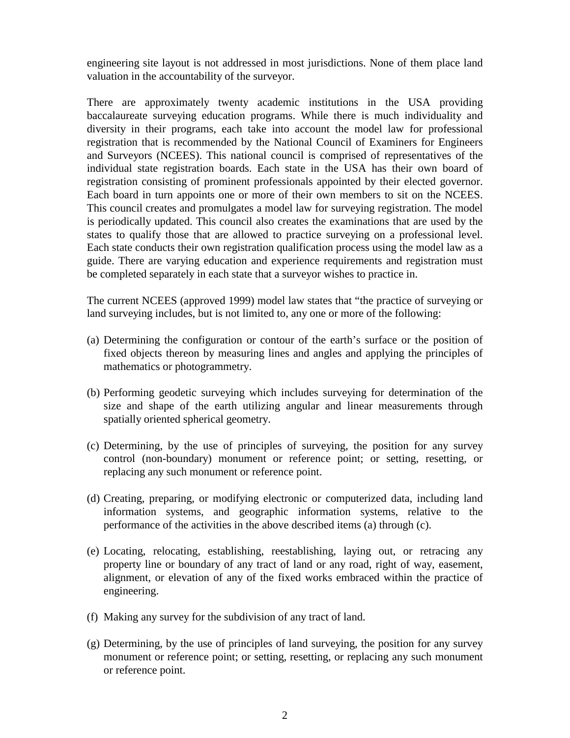engineering site layout is not addressed in most jurisdictions. None of them place land valuation in the accountability of the surveyor.

There are approximately twenty academic institutions in the USA providing baccalaureate surveying education programs. While there is much individuality and diversity in their programs, each take into account the model law for professional registration that is recommended by the National Council of Examiners for Engineers and Surveyors (NCEES). This national council is comprised of representatives of the individual state registration boards. Each state in the USA has their own board of registration consisting of prominent professionals appointed by their elected governor. Each board in turn appoints one or more of their own members to sit on the NCEES. This council creates and promulgates a model law for surveying registration. The model is periodically updated. This council also creates the examinations that are used by the states to qualify those that are allowed to practice surveying on a professional level. Each state conducts their own registration qualification process using the model law as a guide. There are varying education and experience requirements and registration must be completed separately in each state that a surveyor wishes to practice in.

The current NCEES (approved 1999) model law states that "the practice of surveying or land surveying includes, but is not limited to, any one or more of the following:

(a) Determining the configuration or contour of the earth's surface or the position of fixed objects thereon by measuring lines and angles and applying the principles of mathematics or photogrammetry.

(b) Performing geodetic surveying which includes surveying for determination of the size and shape of the earth utilizing angular and linear measurements through spatially oriented spherical geometry.

(c) Determining, by the use of principles of surveying, the position for any survey control (non-boundary) monument or reference point; or setting, resetting, or replacing any such monument or reference point.

(d) Creating, preparing, or modifying electronic or computerized data, including land information systems, and geographic information systems, relative to the performance of the activities in the above described items (a) through (c).

(e) Locating, relocating, establishing, reestablishing, laying out, or retracing any property line or boundary of any tract of land or any road, right of way, easement, alignment, or elevation of any of the fixed works embraced within the practice of engineering.

(f) Making any survey for the subdivision of any tract of land.

(g) Determining, by the use of principles of land surveying, the position for any survey monument or reference point; or setting, resetting, or replacing any such monument or reference point.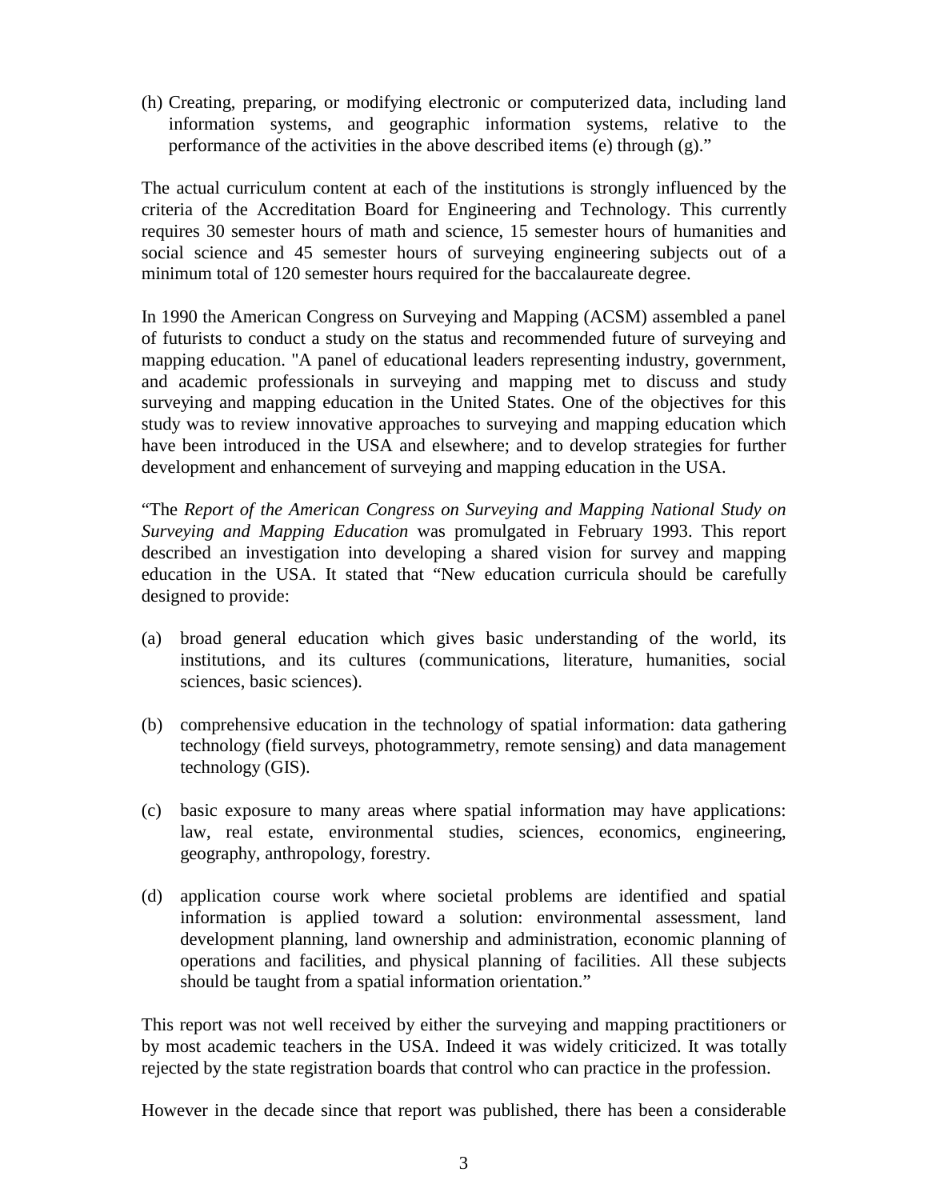(h) Creating, preparing, or modifying electronic or computerized data, including land information systems, and geographic information systems, relative to the performance of the activities in the above described items (e) through (g)."

The actual curriculum content at each of the institutions is strongly influenced by the criteria of the Accreditation Board for Engineering and Technology. This currently requires 30 semester hours of math and science, 15 semester hours of humanities and social science and 45 semester hours of surveying engineering subjects out of a minimum total of 120 semester hours required for the baccalaureate degree.

In 1990 the American Congress on Surveying and Mapping (ACSM) assembled a panel of futurists to conduct a study on the status and recommended future of surveying and mapping education. "A panel of educational leaders representing industry, government, and academic professionals in surveying and mapping met to discuss and study surveying and mapping education in the United States. One of the objectives for this study was to review innovative approaches to surveying and mapping education which have been introduced in the USA and elsewhere; and to develop strategies for further development and enhancement of surveying and mapping education in the USA.

"The *Report of the American Congress on Surveying and Mapping National Study on Surveying and Mapping Education* was promulgated in February 1993. This report described an investigation into developing a shared vision for survey and mapping education in the USA. It stated that "New education curricula should be carefully designed to provide:

(a) broad general education which gives basic understanding of the world, its institutions, and its cultures (communications, literature, humanities, social sciences, basic sciences).

(b) comprehensive education in the technology of spatial information: data gathering technology (field surveys, photogrammetry, remote sensing) and data management technology (GIS).

(c) basic exposure to many areas where spatial information may have applications: law, real estate, environmental studies, sciences, economics, engineering, geography, anthropology, forestry.

(d) application course work where societal problems are identified and spatial information is applied toward a solution: environmental assessment, land development planning, land ownership and administration, economic planning of operations and facilities, and physical planning of facilities. All these subjects should be taught from a spatial information orientation."

This report was not well received by either the surveying and mapping practitioners or by most academic teachers in the USA. Indeed it was widely criticized. It was totally rejected by the state registration boards that control who can practice in the profession.

However in the decade since that report was published, there has been a considerable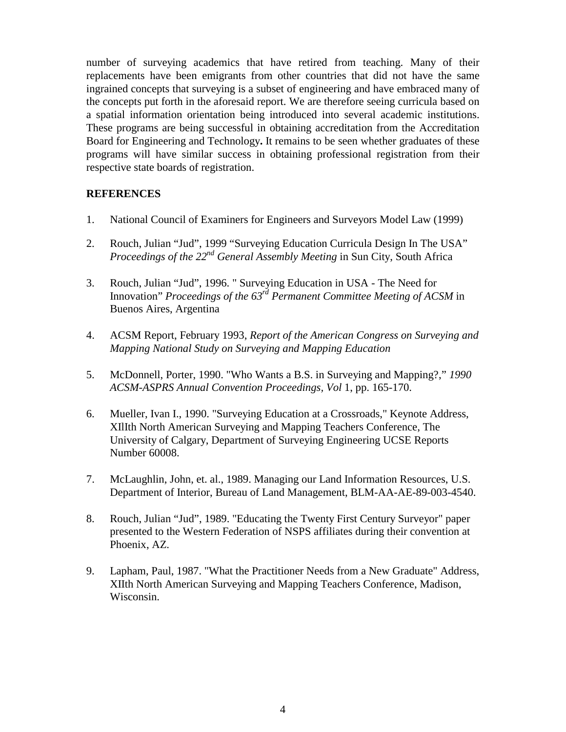number of surveying academics that have retired from teaching. Many of their replacements have been emigrants from other countries that did not have the same ingrained concepts that surveying is a subset of engineering and have embraced many of the concepts put forth in the aforesaid report. We are therefore seeing curricula based on a spatial information orientation being introduced into several academic institutions. These programs are being successful in obtaining accreditation from the Accreditation Board for Engineering and Technology**.** It remains to be seen whether graduates of these programs will have similar success in obtaining professional registration from their respective state boards of registration.

**REFERENCES**

1. National Council of Examiners for Engineers and Surveyors Model Law (1999)

2. Rouch, Julian "Jud", 1999 "Surveying Education Curricula Design In The USA" *Proceedings of the 22nd General Assembly Meeting* in Sun City, South Africa

3. Rouch, Julian "Jud", 1996. " Surveying Education in USA - The Need for Innovation" *Proceedings of the 63rd Permanent Committee Meeting of ACSM* in Buenos Aires, Argentina

4. ACSM Report, February 1993, *Report of the American Congress on Surveying and Mapping National Study on Surveying and Mapping Education*

5. McDonnell, Porter, 1990. "Who Wants a B.S. in Surveying and Mapping?," *1990 ACSM-ASPRS Annual Convention Proceedings, Vol* 1, pp. 165-170.

6. Mueller, Ivan I., 1990. "Surveying Education at a Crossroads," Keynote Address, XIlIth North American Surveying and Mapping Teachers Conference, The University of Calgary, Department of Surveying Engineering UCSE Reports Number 60008.

7. McLaughlin, John, et. al., 1989. Managing our Land Information Resources, U.S. Department of Interior, Bureau of Land Management, BLM-AA-AE-89-003-4540.

8. Rouch, Julian "Jud", 1989. "Educating the Twenty First Century Surveyor" paper presented to the Western Federation of NSPS affiliates during their convention at Phoenix, AZ.

9. Lapham, Paul, 1987. "What the Practitioner Needs from a New Graduate" Address, XIIth North American Surveying and Mapping Teachers Conference, Madison, Wisconsin.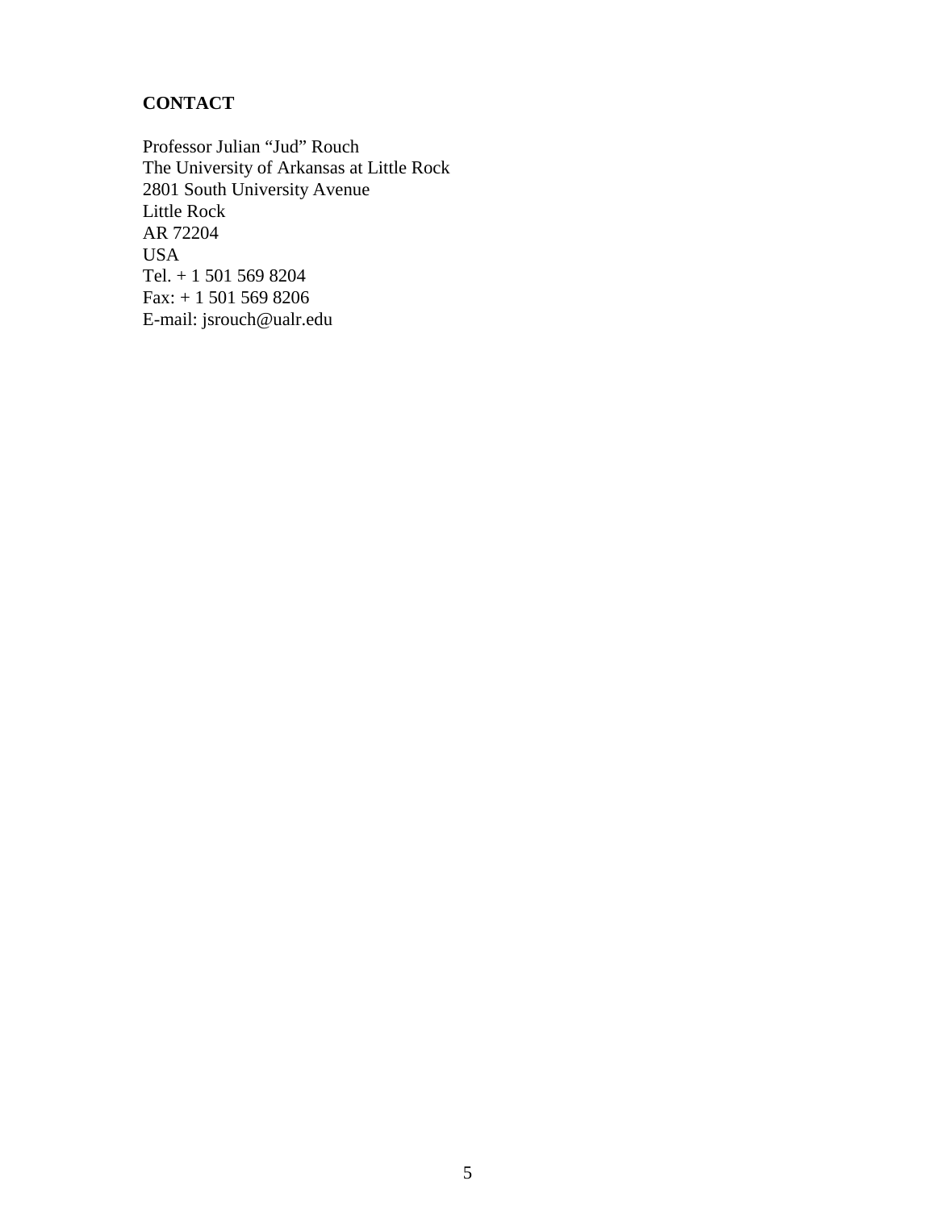**CONTACT**

Professor Julian “Jud” Rouch
The University of Arkansas at Little Rock
2801 South University Avenue
Little Rock
AR 72204
USA
Tel. + 1 501 569 8204
Fax: + 1 501 569 8206
E-mail: jsrouch@ualr.edu